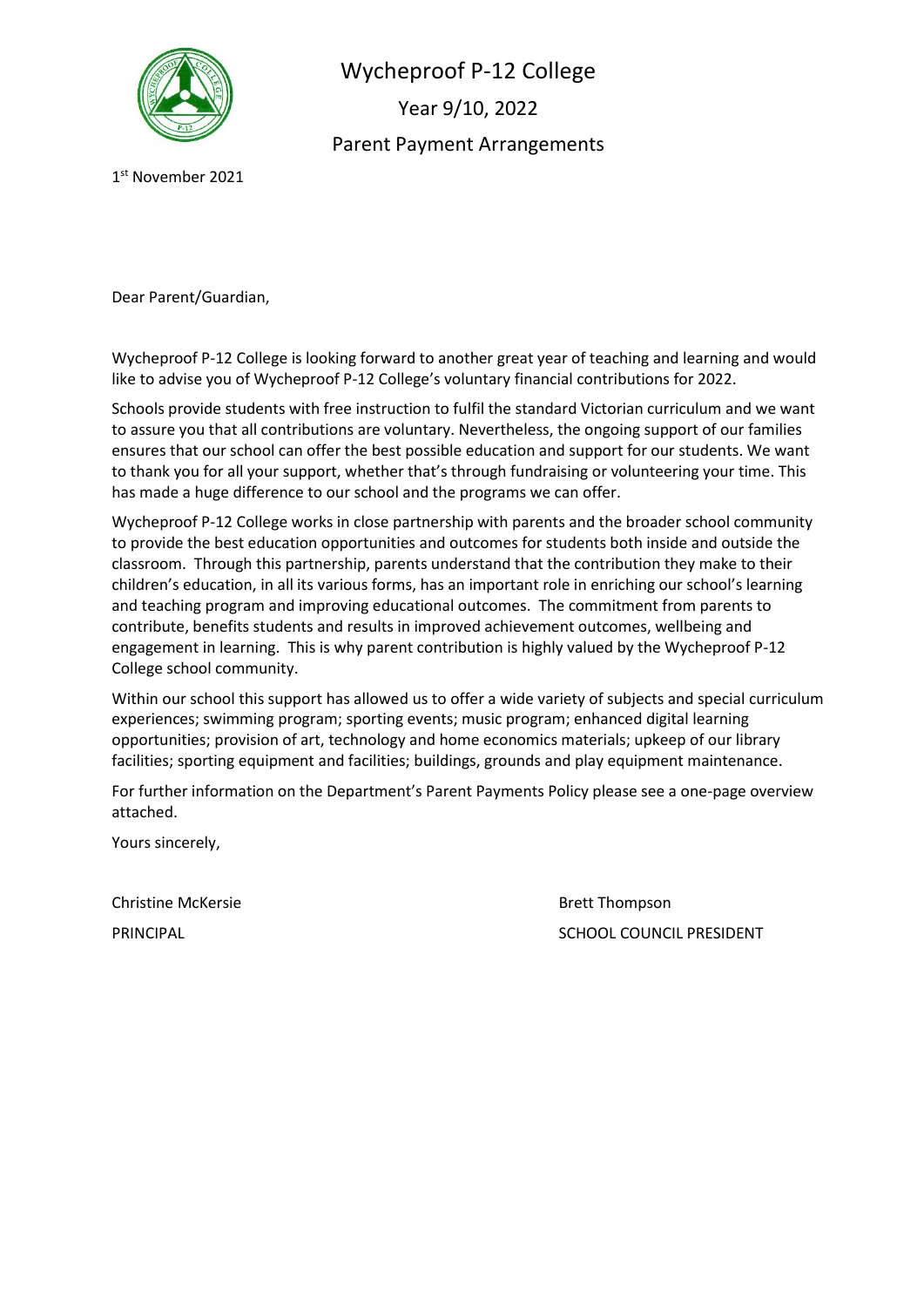# Wycheproof P-12 College

## Year 9/10, 2022

## Parent Payment Arrangements

1st November 2021

Dear Parent/Guardian,

Wycheproof P-12 College is looking forward to another great year of teaching and learning and would like to advise you of Wycheproof P-12 College's voluntary financial contributions for 2022.

Schools provide students with free instruction to fulfil the standard Victorian curriculum and we want to assure you that all contributions are voluntary. Nevertheless, the ongoing support of our families ensures that our school can offer the best possible education and support for our students. We want to thank you for all your support, whether that's through fundraising or volunteering your time. This has made a huge difference to our school and the programs we can offer.

Wycheproof P-12 College works in close partnership with parents and the broader school community to provide the best education opportunities and outcomes for students both inside and outside the classroom. Through this partnership, parents understand that the contribution they make to their children's education, in all its various forms, has an important role in enriching our school's learning and teaching program and improving educational outcomes. The commitment from parents to contribute, benefits students and results in improved achievement outcomes, wellbeing and engagement in learning. This is why parent contribution is highly valued by the Wycheproof P-12 College school community.

Within our school this support has allowed us to offer a wide variety of subjects and special curriculum experiences; swimming program; sporting events; music program; enhanced digital learning opportunities; provision of art, technology and home economics materials; upkeep of our library facilities; sporting equipment and facilities; buildings, grounds and play equipment maintenance.

For further information on the Department's Parent Payments Policy please see a one-page overview attached.

Yours sincerely,

Christine McKersie
PRINCIPAL

Brett Thompson
SCHOOL COUNCIL PRESIDENT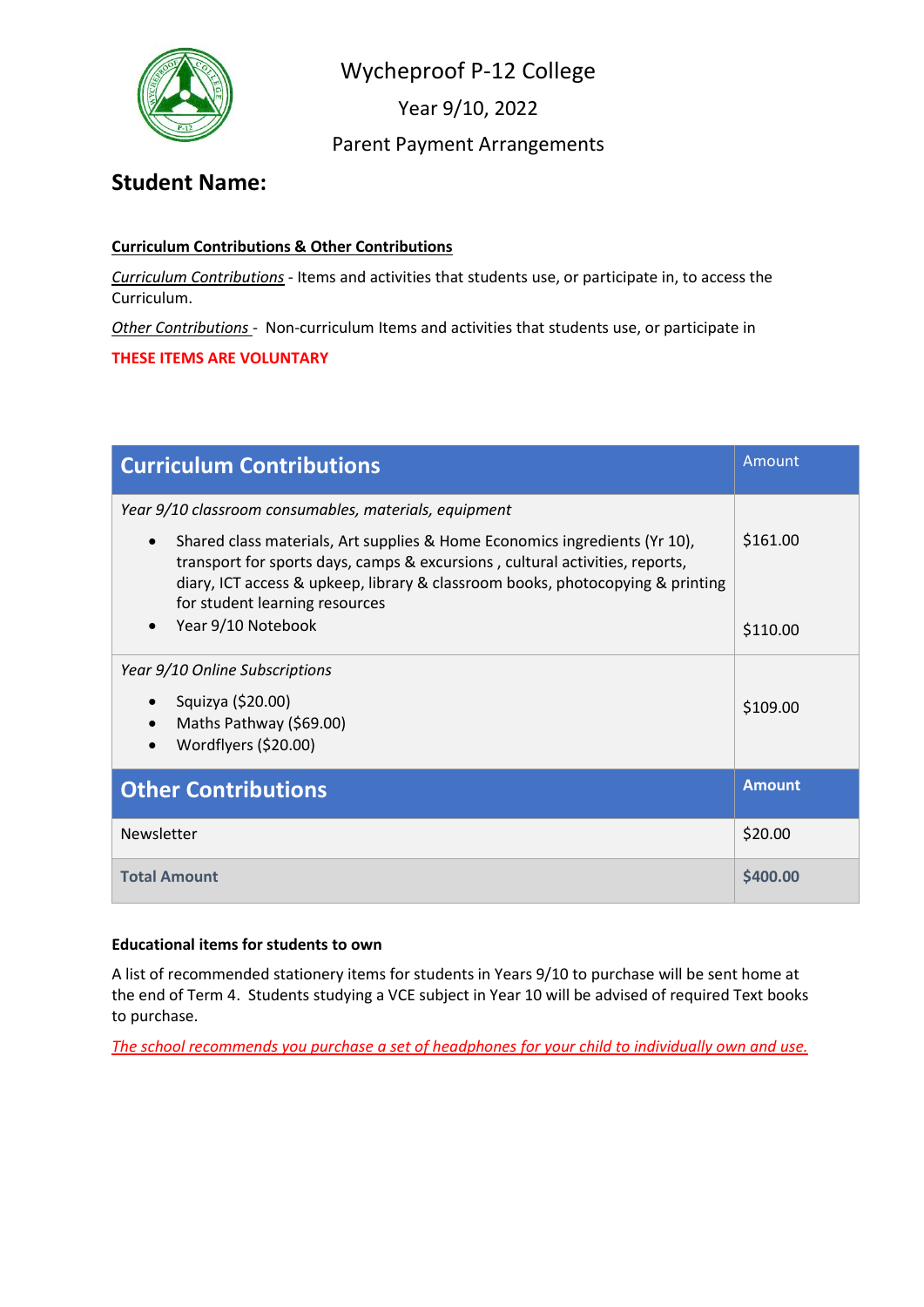# Wycheproof P-12 College

## Year 9/10, 2022

## Parent Payment Arrangements

## Student Name:

**Curriculum Contributions & Other Contributions**

*Curriculum Contributions* - Items and activities that students use, or participate in, to access the Curriculum.

*Other Contributions* - Non-curriculum Items and activities that students use, or participate in

**THESE ITEMS ARE VOLUNTARY**

| **Curriculum Contributions** | Amount |
|---|---|
| *Year 9/10 classroom consumables, materials, equipment*<br>• Shared class materials, Art supplies & Home Economics ingredients (Yr 10), transport for sports days, camps & excursions , cultural activities, reports, diary, ICT access & upkeep, library & classroom books, photocopying & printing for student learning resources<br>• Year 9/10 Notebook | <br>$161.00<br><br>$110.00 |
| *Year 9/10 Online Subscriptions*<br>• Squizya ($20.00)<br>• Maths Pathway ($69.00)<br>• Wordflyers ($20.00) | $109.00 |
| **Other Contributions** | **Amount** |
| Newsletter | $20.00 |
| **Total Amount** | **$400.00** |

**Educational items for students to own**

A list of recommended stationery items for students in Years 9/10 to purchase will be sent home at the end of Term 4. Students studying a VCE subject in Year 10 will be advised of required Text books to purchase.

*The school recommends you purchase a set of headphones for your child to individually own and use.*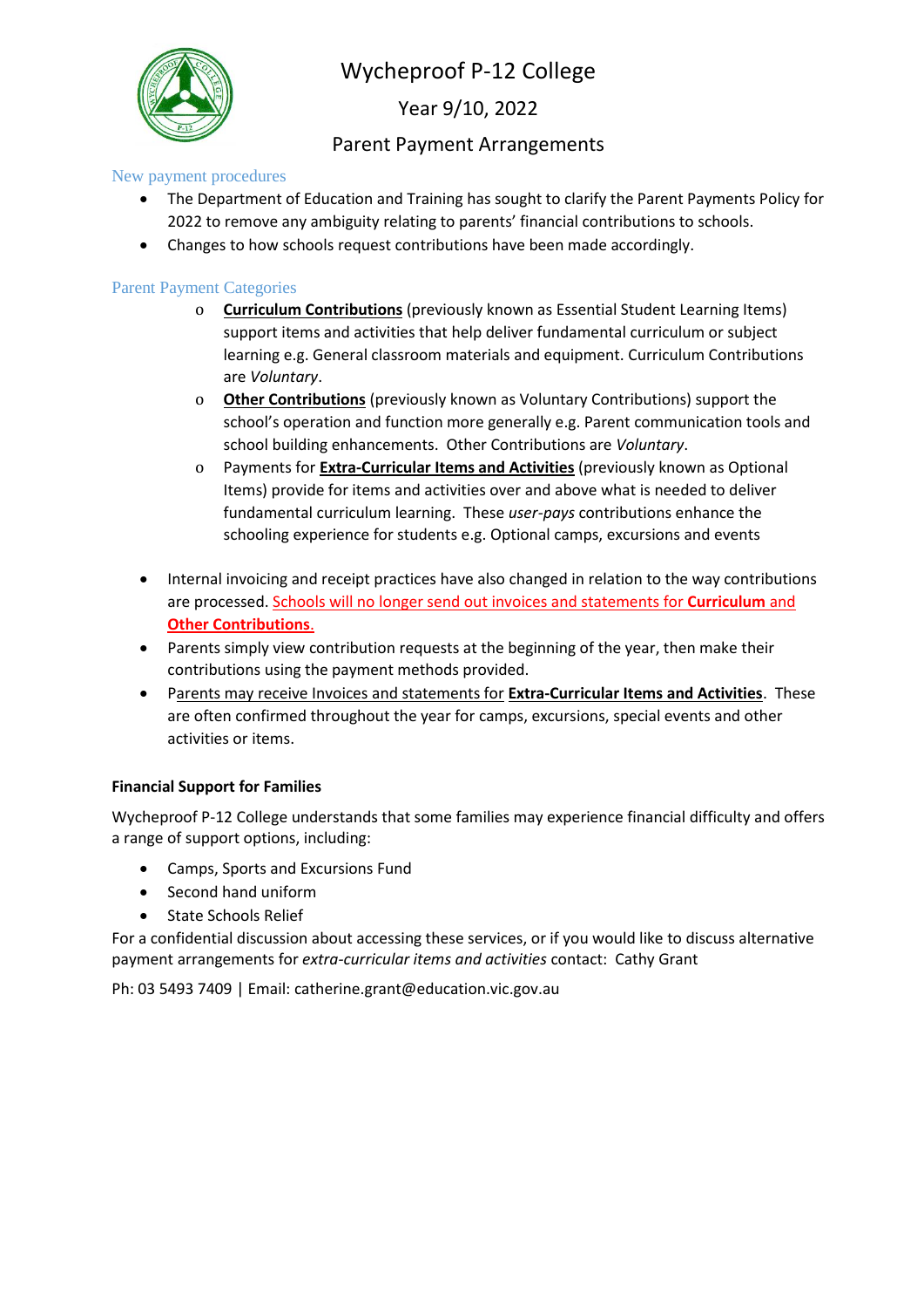# Wycheproof P-12 College

## Year 9/10, 2022

## Parent Payment Arrangements

### New payment procedures

- The Department of Education and Training has sought to clarify the Parent Payments Policy for 2022 to remove any ambiguity relating to parents' financial contributions to schools.
- Changes to how schools request contributions have been made accordingly.

### Parent Payment Categories

- **Curriculum Contributions** (previously known as Essential Student Learning Items) support items and activities that help deliver fundamental curriculum or subject learning e.g. General classroom materials and equipment. Curriculum Contributions are *Voluntary*.
- **Other Contributions** (previously known as Voluntary Contributions) support the school's operation and function more generally e.g. Parent communication tools and school building enhancements. Other Contributions are *Voluntary*.
- Payments for **Extra-Curricular Items and Activities** (previously known as Optional Items) provide for items and activities over and above what is needed to deliver fundamental curriculum learning. These *user-pays* contributions enhance the schooling experience for students e.g. Optional camps, excursions and events

- Internal invoicing and receipt practices have also changed in relation to the way contributions are processed. Schools will no longer send out invoices and statements for **Curriculum** and **Other Contributions**.
- Parents simply view contribution requests at the beginning of the year, then make their contributions using the payment methods provided.
- Parents may receive Invoices and statements for **Extra-Curricular Items and Activities**. These are often confirmed throughout the year for camps, excursions, special events and other activities or items.

**Financial Support for Families**

Wycheproof P-12 College understands that some families may experience financial difficulty and offers a range of support options, including:

- Camps, Sports and Excursions Fund
- Second hand uniform
- State Schools Relief

For a confidential discussion about accessing these services, or if you would like to discuss alternative payment arrangements for *extra-curricular items and activities* contact: Cathy Grant

Ph: 03 5493 7409 | Email: catherine.grant@education.vic.gov.au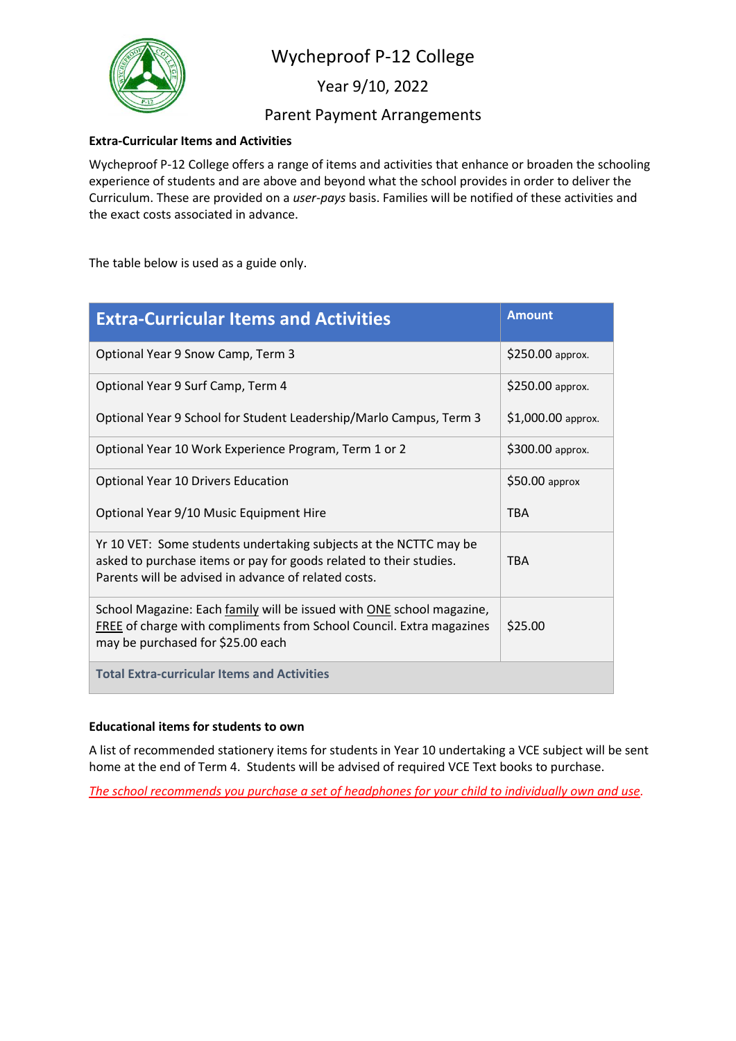# Wycheproof P-12 College

## Year 9/10, 2022

## Parent Payment Arrangements

**Extra-Curricular Items and Activities**

Wycheproof P-12 College offers a range of items and activities that enhance or broaden the schooling experience of students and are above and beyond what the school provides in order to deliver the Curriculum. These are provided on a *user-pays* basis. Families will be notified of these activities and the exact costs associated in advance.

The table below is used as a guide only.

| Extra-Curricular Items and Activities | Amount |
| --- | --- |
| Optional Year 9 Snow Camp, Term 3 | $250.00 approx. |
| Optional Year 9 Surf Camp, Term 4 | $250.00 approx. |
| Optional Year 9 School for Student Leadership/Marlo Campus, Term 3 | $1,000.00 approx. |
| Optional Year 10 Work Experience Program, Term 1 or 2 | $300.00 approx. |
| Optional Year 10 Drivers Education | $50.00 approx |
| Optional Year 9/10 Music Equipment Hire | TBA |
| Yr 10 VET: Some students undertaking subjects at the NCTTC may be asked to purchase items or pay for goods related to their studies. Parents will be advised in advance of related costs. | TBA |
| School Magazine: Each family will be issued with ONE school magazine, FREE of charge with compliments from School Council. Extra magazines may be purchased for $25.00 each | $25.00 |
| **Total Extra-curricular Items and Activities** | |

**Educational items for students to own**

A list of recommended stationery items for students in Year 10 undertaking a VCE subject will be sent home at the end of Term 4. Students will be advised of required VCE Text books to purchase.

*The school recommends you purchase a set of headphones for your child to individually own and use.*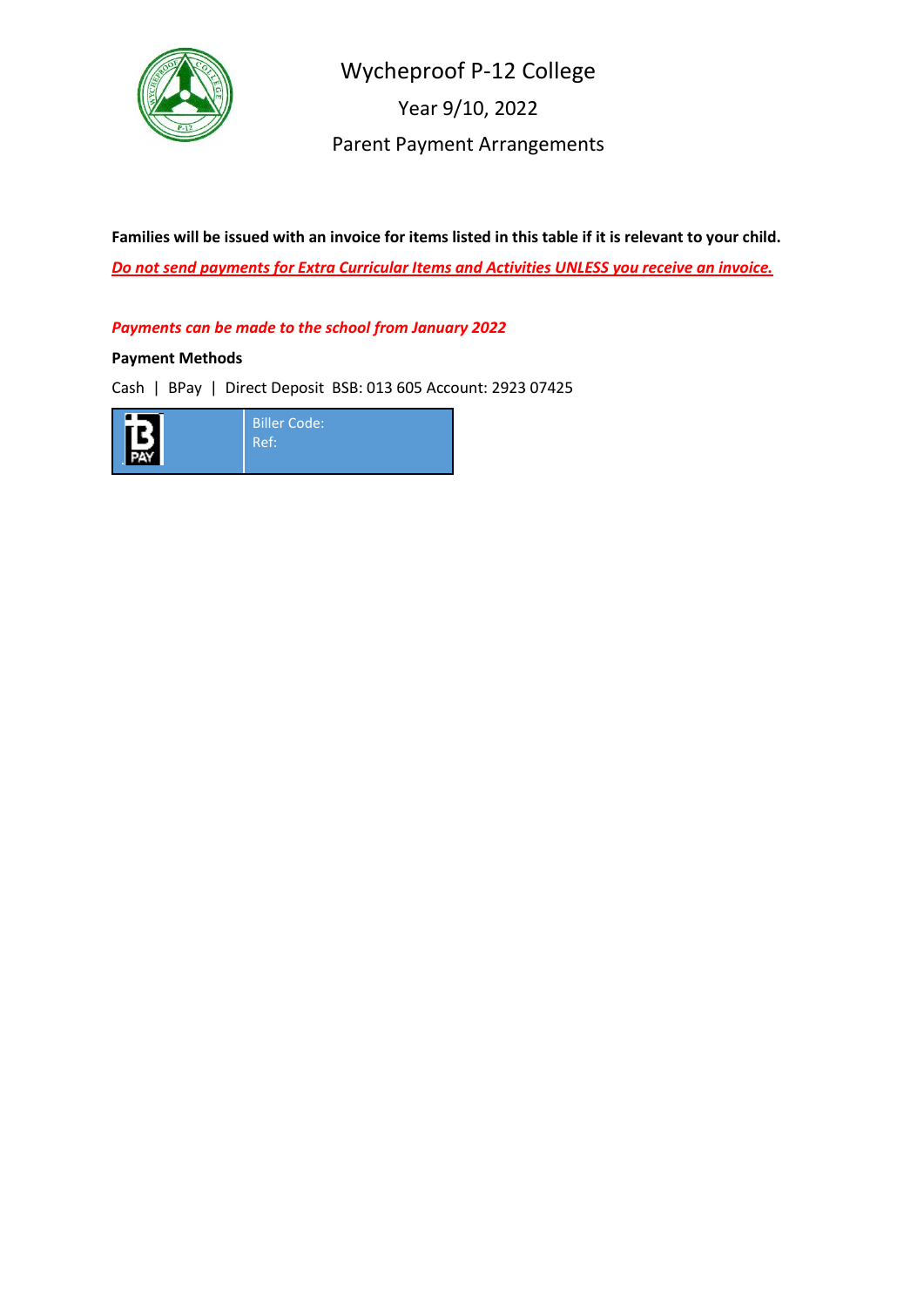# Wycheproof P-12 College

## Year 9/10, 2022

## Parent Payment Arrangements

**Families will be issued with an invoice for items listed in this table if it is relevant to your child.**

***Do not send payments for Extra Curricular Items and Activities UNLESS you receive an invoice.***

***Payments can be made to the school from January 2022***

**Payment Methods**

Cash | BPay | Direct Deposit BSB: 013 605 Account: 2923 07425

| | |
|---|---|
| BPAY | Biller Code:<br>Ref: |